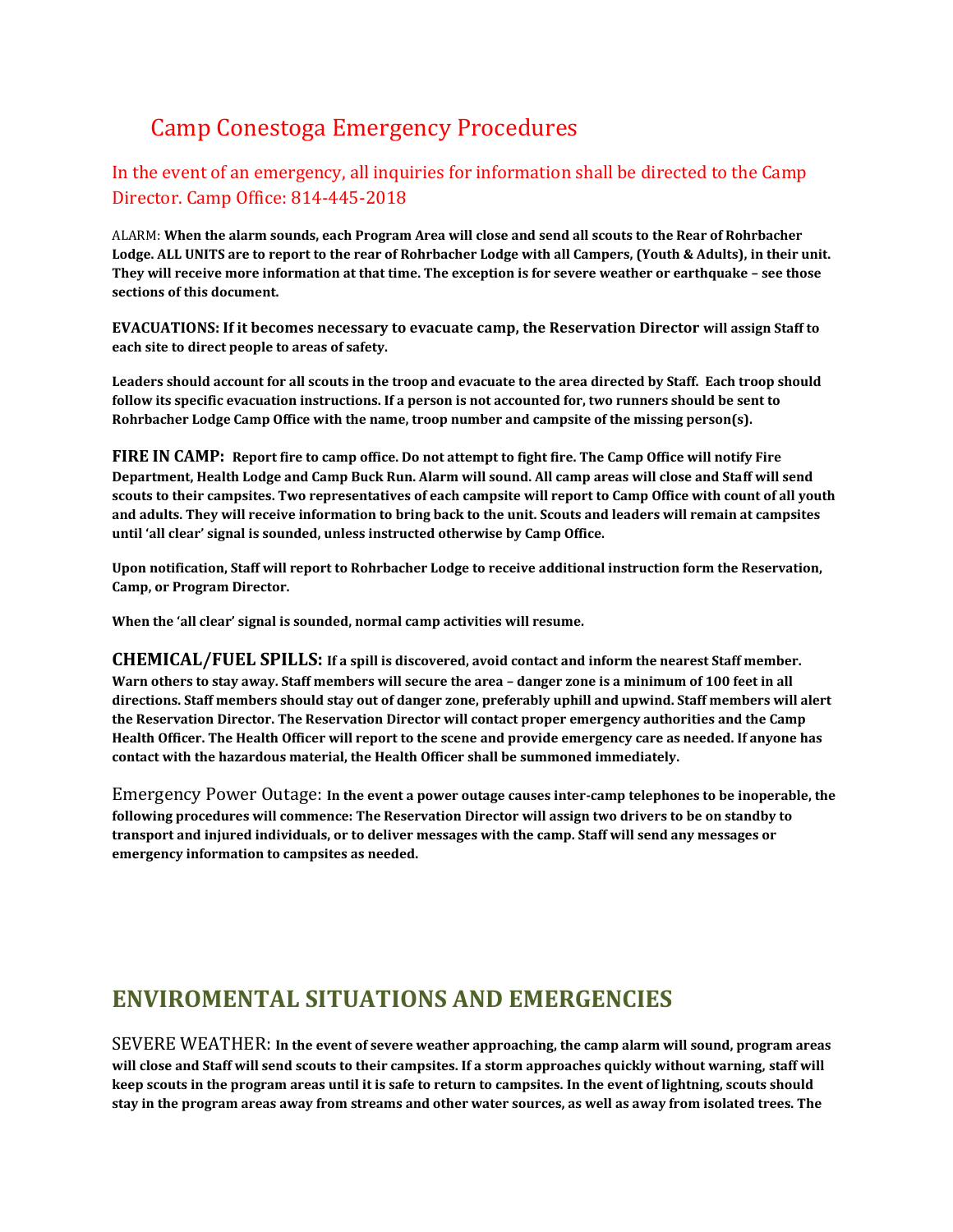# Camp Conestoga Emergency Procedures

In the event of an emergency, all inquiries for information shall be directed to the Camp Director. Camp Office: 814-445-2018

ALARM: **When the alarm sounds, each Program Area will close and send all scouts to the Rear of Rohrbacher Lodge. ALL UNITS are to report to the rear of Rohrbacher Lodge with all Campers, (Youth & Adults), in their unit. They will receive more information at that time. The exception is for severe weather or earthquake – see those sections of this document.**

**EVACUATIONS: If it becomes necessary to evacuate camp, the Reservation Director will assign Staff to each site to direct people to areas of safety.**

**Leaders should account for all scouts in the troop and evacuate to the area directed by Staff. Each troop should follow its specific evacuation instructions. If a person is not accounted for, two runners should be sent to Rohrbacher Lodge Camp Office with the name, troop number and campsite of the missing person(s).**

**FIRE IN CAMP: Report fire to camp office. Do not attempt to fight fire. The Camp Office will notify Fire Department, Health Lodge and Camp Buck Run. Alarm will sound. All camp areas will close and Staff will send scouts to their campsites. Two representatives of each campsite will report to Camp Office with count of all youth and adults. They will receive information to bring back to the unit. Scouts and leaders will remain at campsites until 'all clear' signal is sounded, unless instructed otherwise by Camp Office.**

**Upon notification, Staff will report to Rohrbacher Lodge to receive additional instruction form the Reservation, Camp, or Program Director.**

**When the 'all clear' signal is sounded, normal camp activities will resume.**

**CHEMICAL/FUEL SPILLS: If a spill is discovered, avoid contact and inform the nearest Staff member. Warn others to stay away. Staff members will secure the area – danger zone is a minimum of 100 feet in all directions. Staff members should stay out of danger zone, preferably uphill and upwind. Staff members will alert the Reservation Director. The Reservation Director will contact proper emergency authorities and the Camp Health Officer. The Health Officer will report to the scene and provide emergency care as needed. If anyone has contact with the hazardous material, the Health Officer shall be summoned immediately.**

Emergency Power Outage: **In the event a power outage causes inter-camp telephones to be inoperable, the following procedures will commence: The Reservation Director will assign two drivers to be on standby to transport and injured individuals, or to deliver messages with the camp. Staff will send any messages or emergency information to campsites as needed.**

## ENVIROMENTAL SITUATIONS AND EMERGENCIES

SEVERE WEATHER: **In the event of severe weather approaching, the camp alarm will sound, program areas will close and Staff will send scouts to their campsites. If a storm approaches quickly without warning, staff will keep scouts in the program areas until it is safe to return to campsites. In the event of lightning, scouts should stay in the program areas away from streams and other water sources, as well as away from isolated trees. The**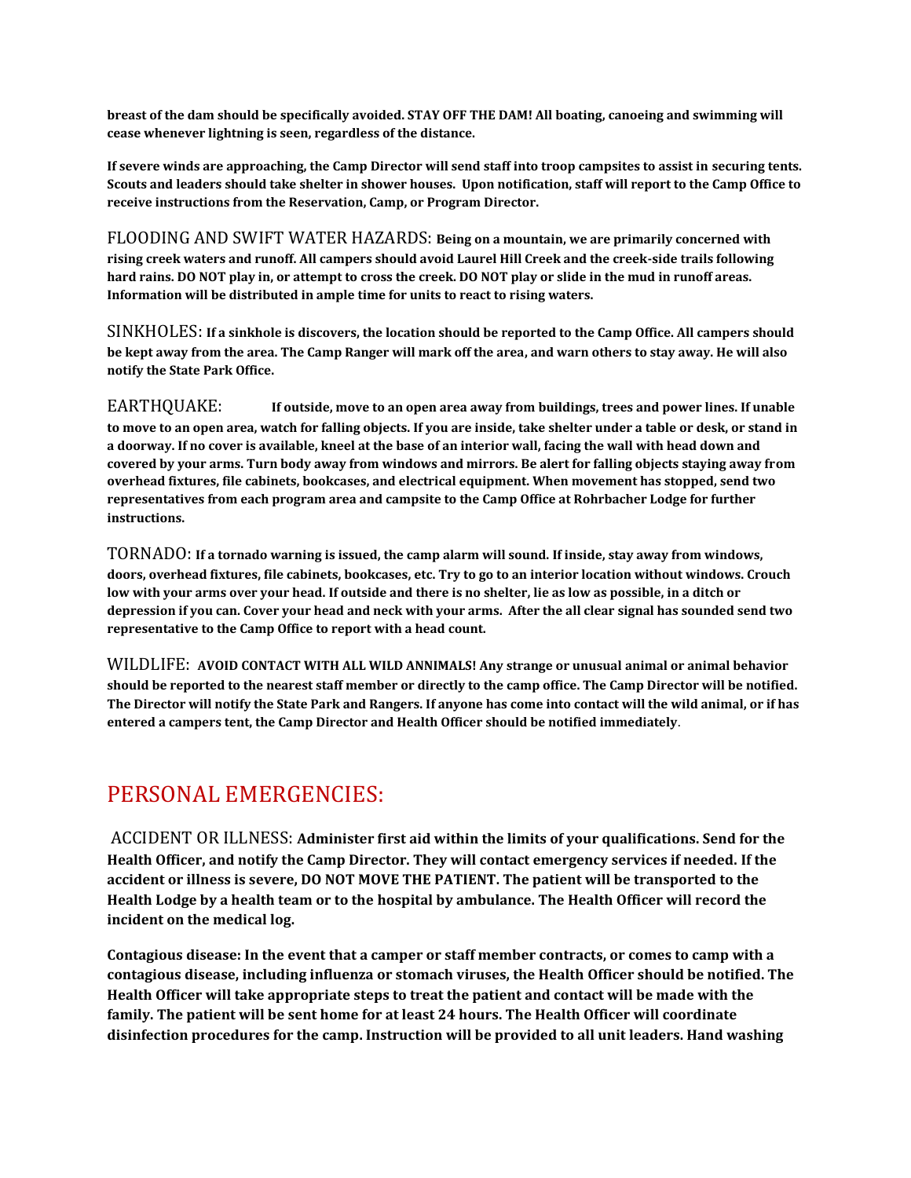**breast of the dam should be specifically avoided. STAY OFF THE DAM! All boating, canoeing and swimming will cease whenever lightning is seen, regardless of the distance.**

**If severe winds are approaching, the Camp Director will send staff into troop campsites to assist in securing tents. Scouts and leaders should take shelter in shower houses. Upon notification, staff will report to the Camp Office to receive instructions from the Reservation, Camp, or Program Director.**

FLOODING AND SWIFT WATER HAZARDS: **Being on a mountain, we are primarily concerned with rising creek waters and runoff. All campers should avoid Laurel Hill Creek and the creek-side trails following hard rains. DO NOT play in, or attempt to cross the creek. DO NOT play or slide in the mud in runoff areas. Information will be distributed in ample time for units to react to rising waters.**

SINKHOLES: **If a sinkhole is discovers, the location should be reported to the Camp Office. All campers should be kept away from the area. The Camp Ranger will mark off the area, and warn others to stay away. He will also notify the State Park Office.**

EARTHQUAKE: **If outside, move to an open area away from buildings, trees and power lines. If unable to move to an open area, watch for falling objects. If you are inside, take shelter under a table or desk, or stand in a doorway. If no cover is available, kneel at the base of an interior wall, facing the wall with head down and covered by your arms. Turn body away from windows and mirrors. Be alert for falling objects staying away from overhead fixtures, file cabinets, bookcases, and electrical equipment. When movement has stopped, send two representatives from each program area and campsite to the Camp Office at Rohrbacher Lodge for further instructions.**

TORNADO: **If a tornado warning is issued, the camp alarm will sound. If inside, stay away from windows, doors, overhead fixtures, file cabinets, bookcases, etc. Try to go to an interior location without windows. Crouch low with your arms over your head. If outside and there is no shelter, lie as low as possible, in a ditch or depression if you can. Cover your head and neck with your arms. After the all clear signal has sounded send two representative to the Camp Office to report with a head count.**

WILDLIFE: **AVOID CONTACT WITH ALL WILD ANNIMALS! Any strange or unusual animal or animal behavior should be reported to the nearest staff member or directly to the camp office. The Camp Director will be notified. The Director will notify the State Park and Rangers. If anyone has come into contact will the wild animal, or if has entered a campers tent, the Camp Director and Health Officer should be notified immediately**.

## PERSONAL EMERGENCIES:

ACCIDENT OR ILLNESS: **Administer first aid within the limits of your qualifications. Send for the Health Officer, and notify the Camp Director. They will contact emergency services if needed. If the accident or illness is severe, DO NOT MOVE THE PATIENT. The patient will be transported to the Health Lodge by a health team or to the hospital by ambulance. The Health Officer will record the incident on the medical log.**

**Contagious disease: In the event that a camper or staff member contracts, or comes to camp with a contagious disease, including influenza or stomach viruses, the Health Officer should be notified. The Health Officer will take appropriate steps to treat the patient and contact will be made with the family. The patient will be sent home for at least 24 hours. The Health Officer will coordinate disinfection procedures for the camp. Instruction will be provided to all unit leaders. Hand washing**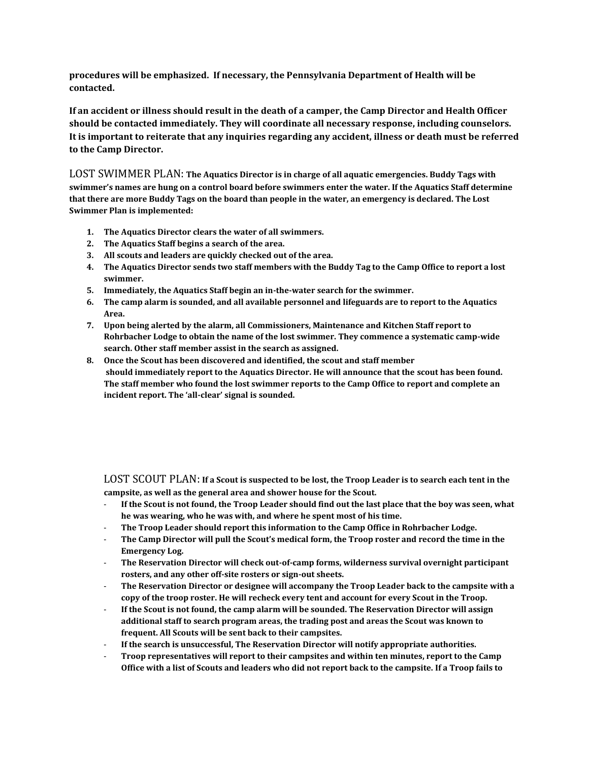**procedures will be emphasized. If necessary, the Pennsylvania Department of Health will be contacted.**

**If an accident or illness should result in the death of a camper, the Camp Director and Health Officer should be contacted immediately. They will coordinate all necessary response, including counselors. It is important to reiterate that any inquiries regarding any accident, illness or death must be referred to the Camp Director.**

LOST SWIMMER PLAN: **The Aquatics Director is in charge of all aquatic emergencies. Buddy Tags with swimmer's names are hung on a control board before swimmers enter the water. If the Aquatics Staff determine that there are more Buddy Tags on the board than people in the water, an emergency is declared. The Lost Swimmer Plan is implemented:**

1. **The Aquatics Director clears the water of all swimmers.**
2. **The Aquatics Staff begins a search of the area.**
3. **All scouts and leaders are quickly checked out of the area.**
4. **The Aquatics Director sends two staff members with the Buddy Tag to the Camp Office to report a lost swimmer.**
5. **Immediately, the Aquatics Staff begin an in-the-water search for the swimmer.**
6. **The camp alarm is sounded, and all available personnel and lifeguards are to report to the Aquatics Area.**
7. **Upon being alerted by the alarm, all Commissioners, Maintenance and Kitchen Staff report to Rohrbacher Lodge to obtain the name of the lost swimmer. They commence a systematic camp-wide search. Other staff member assist in the search as assigned.**
8. **Once the Scout has been discovered and identified, the scout and staff member should immediately report to the Aquatics Director. He will announce that the scout has been found. The staff member who found the lost swimmer reports to the Camp Office to report and complete an incident report. The 'all-clear' signal is sounded.**

LOST SCOUT PLAN: **If a Scout is suspected to be lost, the Troop Leader is to search each tent in the campsite, as well as the general area and shower house for the Scout.**

- **If the Scout is not found, the Troop Leader should find out the last place that the boy was seen, what he was wearing, who he was with, and where he spent most of his time.**
- **The Troop Leader should report this information to the Camp Office in Rohrbacher Lodge.**
- **The Camp Director will pull the Scout's medical form, the Troop roster and record the time in the Emergency Log.**
- **The Reservation Director will check out-of-camp forms, wilderness survival overnight participant rosters, and any other off-site rosters or sign-out sheets.**
- **The Reservation Director or designee will accompany the Troop Leader back to the campsite with a copy of the troop roster. He will recheck every tent and account for every Scout in the Troop.**
- **If the Scout is not found, the camp alarm will be sounded. The Reservation Director will assign additional staff to search program areas, the trading post and areas the Scout was known to frequent. All Scouts will be sent back to their campsites.**
- **If the search is unsuccessful, The Reservation Director will notify appropriate authorities.**
- **Troop representatives will report to their campsites and within ten minutes, report to the Camp Office with a list of Scouts and leaders who did not report back to the campsite. If a Troop fails to**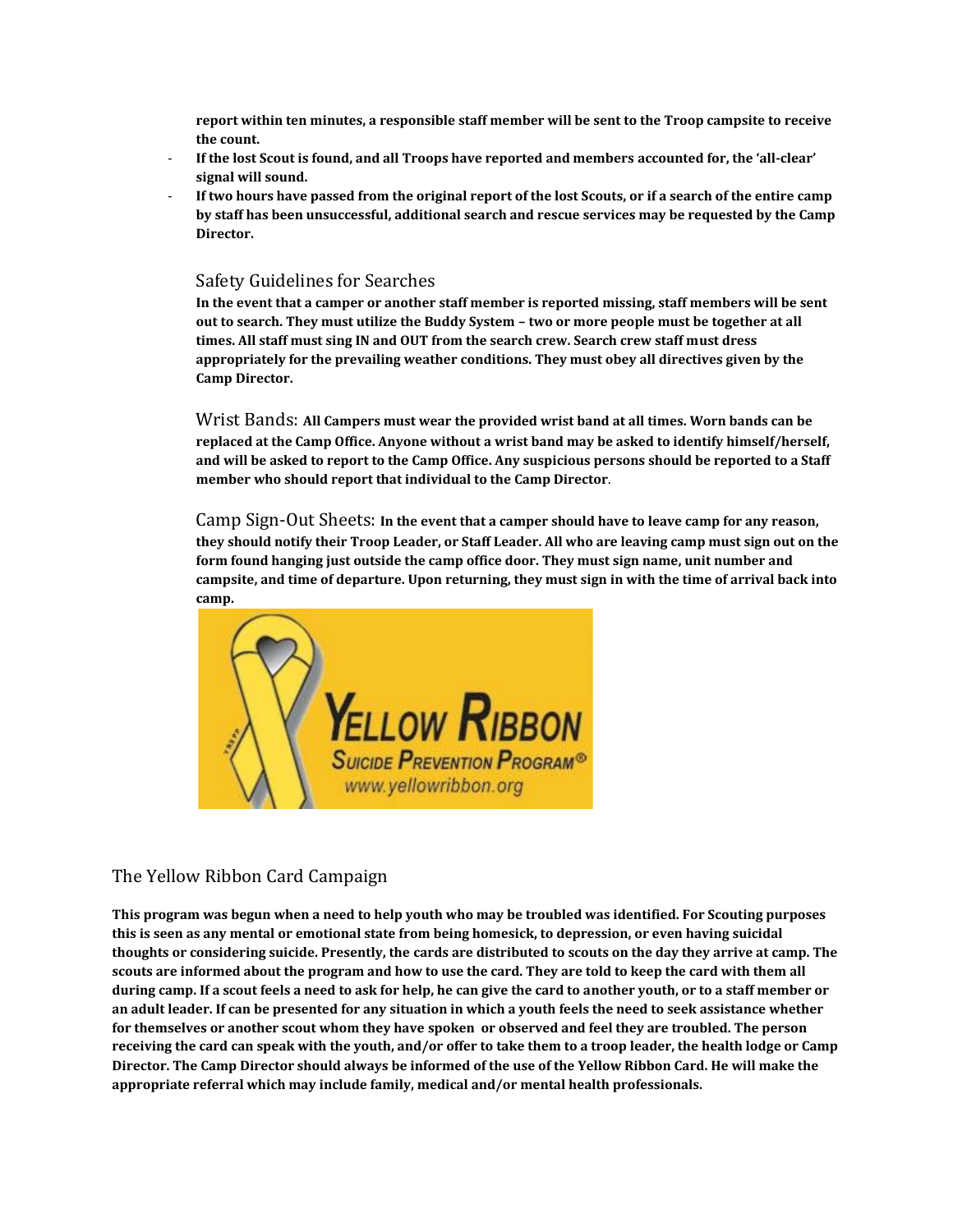**report within ten minutes, a responsible staff member will be sent to the Troop campsite to receive the count.**

- **If the lost Scout is found, and all Troops have reported and members accounted for, the 'all-clear' signal will sound.**
- **If two hours have passed from the original report of the lost Scouts, or if a search of the entire camp by staff has been unsuccessful, additional search and rescue services may be requested by the Camp Director.**

### Safety Guidelines for Searches

**In the event that a camper or another staff member is reported missing, staff members will be sent out to search. They must utilize the Buddy System – two or more people must be together at all times. All staff must sing IN and OUT from the search crew. Search crew staff must dress appropriately for the prevailing weather conditions. They must obey all directives given by the Camp Director.**

Wrist Bands: **All Campers must wear the provided wrist band at all times. Worn bands can be replaced at the Camp Office. Anyone without a wrist band may be asked to identify himself/herself, and will be asked to report to the Camp Office. Any suspicious persons should be reported to a Staff member who should report that individual to the Camp Director**.

Camp Sign-Out Sheets: **In the event that a camper should have to leave camp for any reason, they should notify their Troop Leader, or Staff Leader. All who are leaving camp must sign out on the form found hanging just outside the camp office door. They must sign name, unit number and campsite, and time of departure. Upon returning, they must sign in with the time of arrival back into camp.**

YELLOW RIBBON
SUICIDE PREVENTION PROGRAM®
www.yellowribbon.org

## The Yellow Ribbon Card Campaign

**This program was begun when a need to help youth who may be troubled was identified. For Scouting purposes this is seen as any mental or emotional state from being homesick, to depression, or even having suicidal thoughts or considering suicide. Presently, the cards are distributed to scouts on the day they arrive at camp. The scouts are informed about the program and how to use the card. They are told to keep the card with them all during camp. If a scout feels a need to ask for help, he can give the card to another youth, or to a staff member or an adult leader. If can be presented for any situation in which a youth feels the need to seek assistance whether for themselves or another scout whom they have spoken or observed and feel they are troubled. The person receiving the card can speak with the youth, and/or offer to take them to a troop leader, the health lodge or Camp Director. The Camp Director should always be informed of the use of the Yellow Ribbon Card. He will make the appropriate referral which may include family, medical and/or mental health professionals.**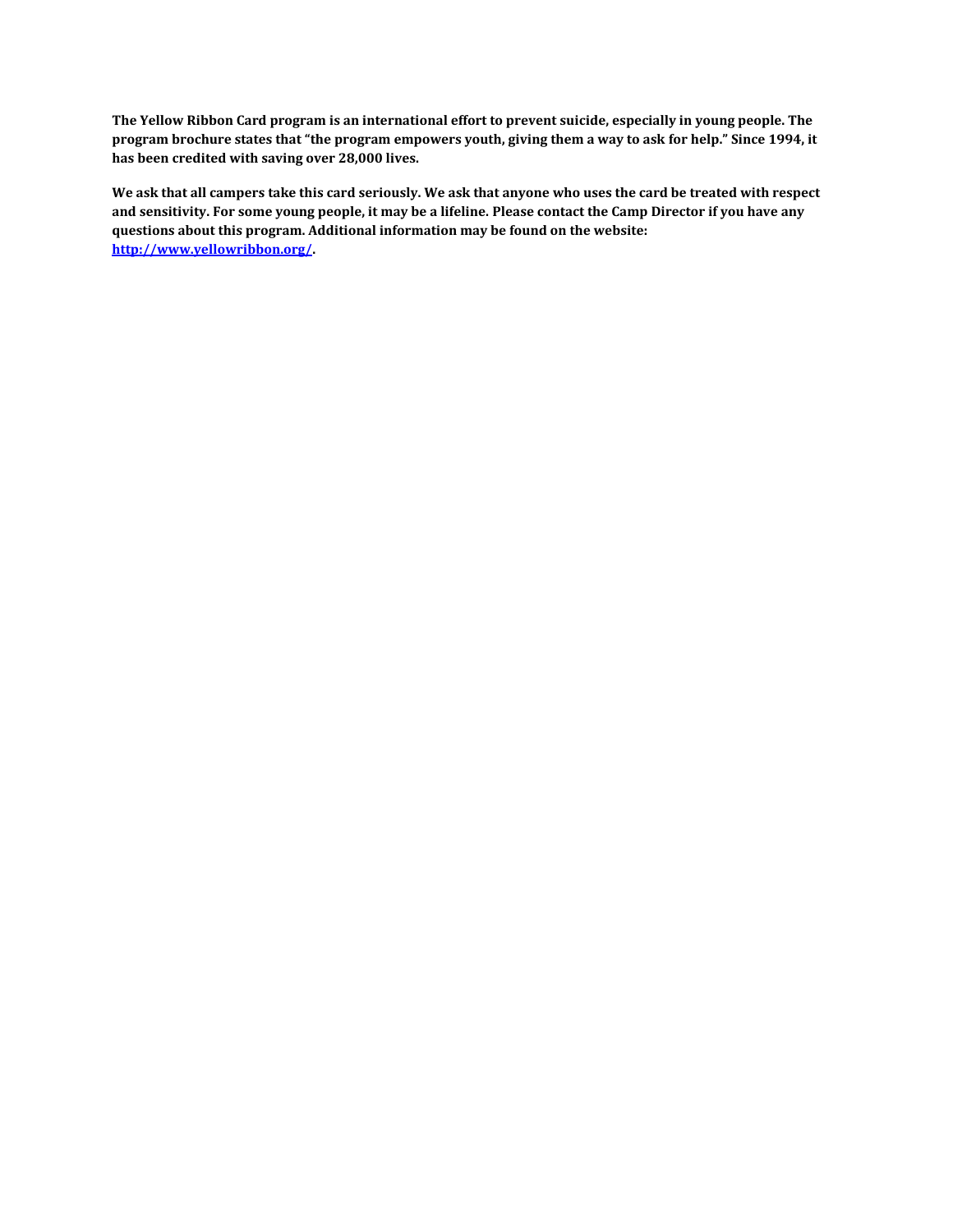**The Yellow Ribbon Card program is an international effort to prevent suicide, especially in young people. The program brochure states that "the program empowers youth, giving them a way to ask for help." Since 1994, it has been credited with saving over 28,000 lives.**

**We ask that all campers take this card seriously. We ask that anyone who uses the card be treated with respect and sensitivity. For some young people, it may be a lifeline. Please contact the Camp Director if you have any questions about this program. Additional information may be found on the website: [http://www.yellowribbon.org/](http://www.yellowribbon.org/).**